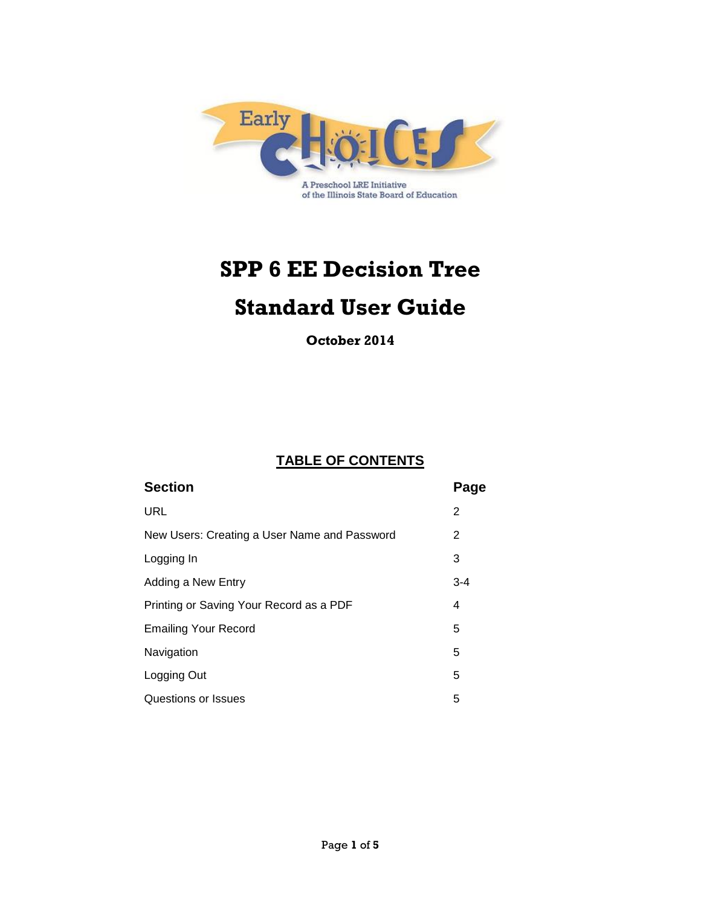# SPP 6 EE Decision Tree

# Standard User Guide

**October 2014**

## TABLE OF CONTENTS

| Section | Page |
|---|---|
| URL | 2 |
| New Users: Creating a User Name and Password | 2 |
| Logging In | 3 |
| Adding a New Entry | 3-4 |
| Printing or Saving Your Record as a PDF | 4 |
| Emailing Your Record | 5 |
| Navigation | 5 |
| Logging Out | 5 |
| Questions or Issues | 5 |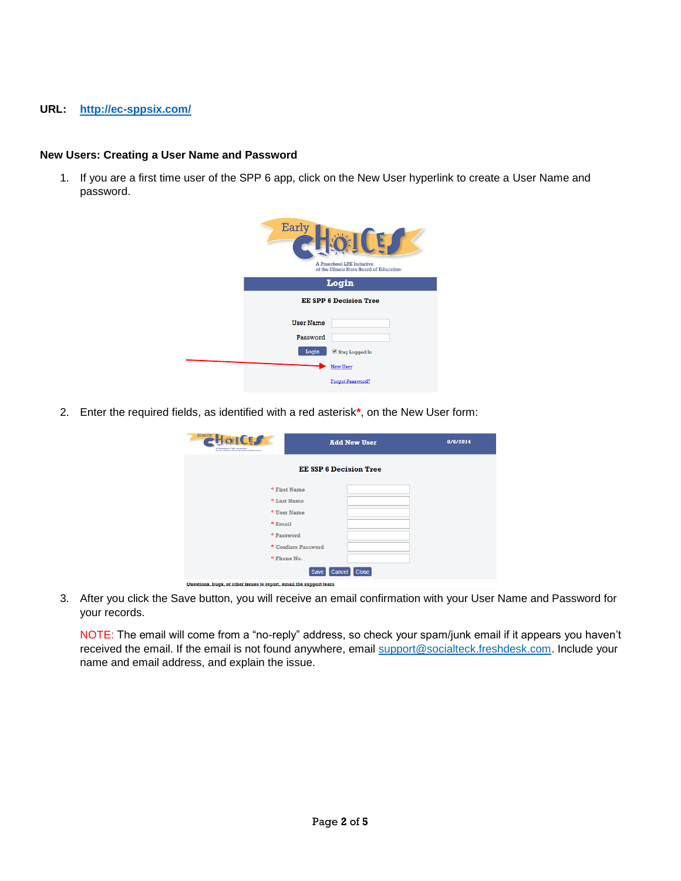**URL:** [http://ec-sppsix.com/](http://ec-sppsix.com/)

**New Users: Creating a User Name and Password**

1. If you are a first time user of the SPP 6 app, click on the New User hyperlink to create a User Name and password.

2. Enter the required fields, as identified with a red asterisk*, on the New User form:

3. After you click the Save button, you will receive an email confirmation with your User Name and Password for your records.

   NOTE: The email will come from a "no-reply" address, so check your spam/junk email if it appears you haven't received the email. If the email is not found anywhere, email [support@socialteck.freshdesk.com](mailto:support@socialteck.freshdesk.com). Include your name and email address, and explain the issue.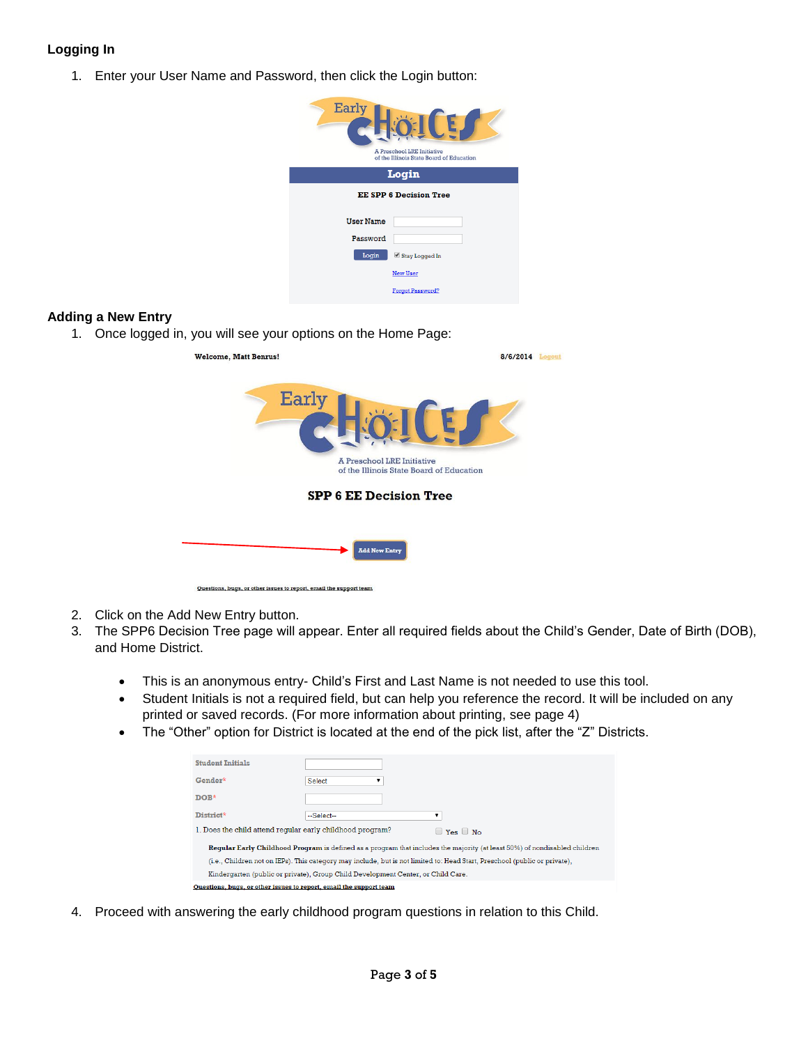### Logging In

1. Enter your User Name and Password, then click the Login button:

### Adding a New Entry

1. Once logged in, you will see your options on the Home Page:
2. Click on the Add New Entry button.
3. The SPP6 Decision Tree page will appear. Enter all required fields about the Child's Gender, Date of Birth (DOB), and Home District.
   - This is an anonymous entry- Child's First and Last Name is not needed to use this tool.
   - Student Initials is not a required field, but can help you reference the record. It will be included on any printed or saved records. (For more information about printing, see page 4)
   - The "Other" option for District is located at the end of the pick list, after the "Z" Districts.
4. Proceed with answering the early childhood program questions in relation to this Child.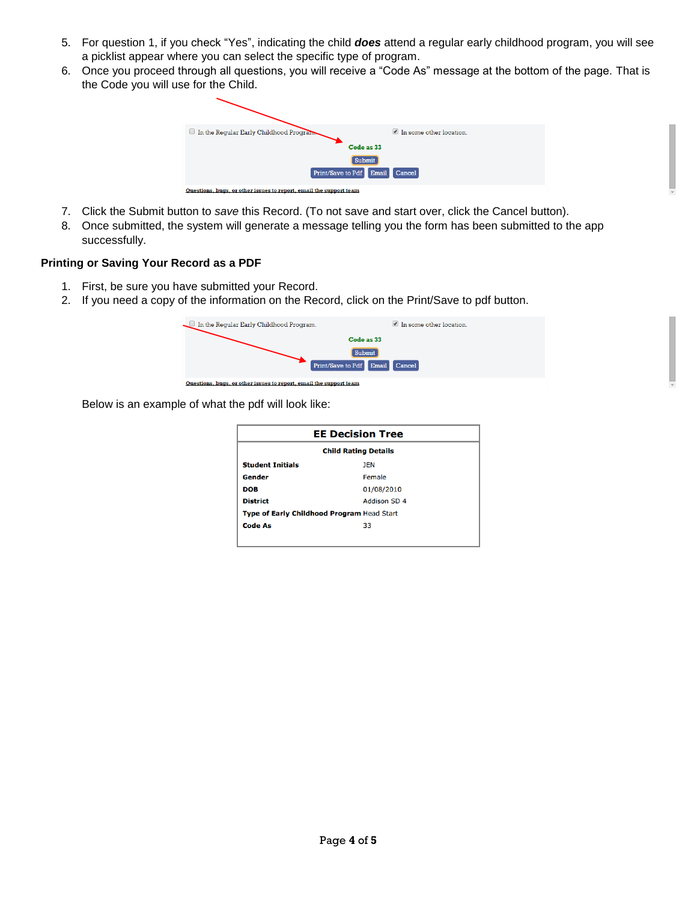5. For question 1, if you check "Yes", indicating the child ***does*** attend a regular early childhood program, you will see a picklist appear where you can select the specific type of program.
6. Once you proceed through all questions, you will receive a "Code As" message at the bottom of the page. That is the Code you will use for the Child.

7. Click the Submit button to *save* this Record. (To not save and start over, click the Cancel button).
8. Once submitted, the system will generate a message telling you the form has been submitted to the app successfully.

### Printing or Saving Your Record as a PDF

1. First, be sure you have submitted your Record.
2. If you need a copy of the information on the Record, click on the Print/Save to pdf button.

Below is an example of what the pdf will look like:

| EE Decision Tree | |
|---|---|
| **Child Rating Details** | |
| **Student Initials** | JEN |
| **Gender** | Female |
| **DOB** | 01/08/2010 |
| **District** | Addison SD 4 |
| **Type of Early Childhood Program** | Head Start |
| **Code As** | 33 |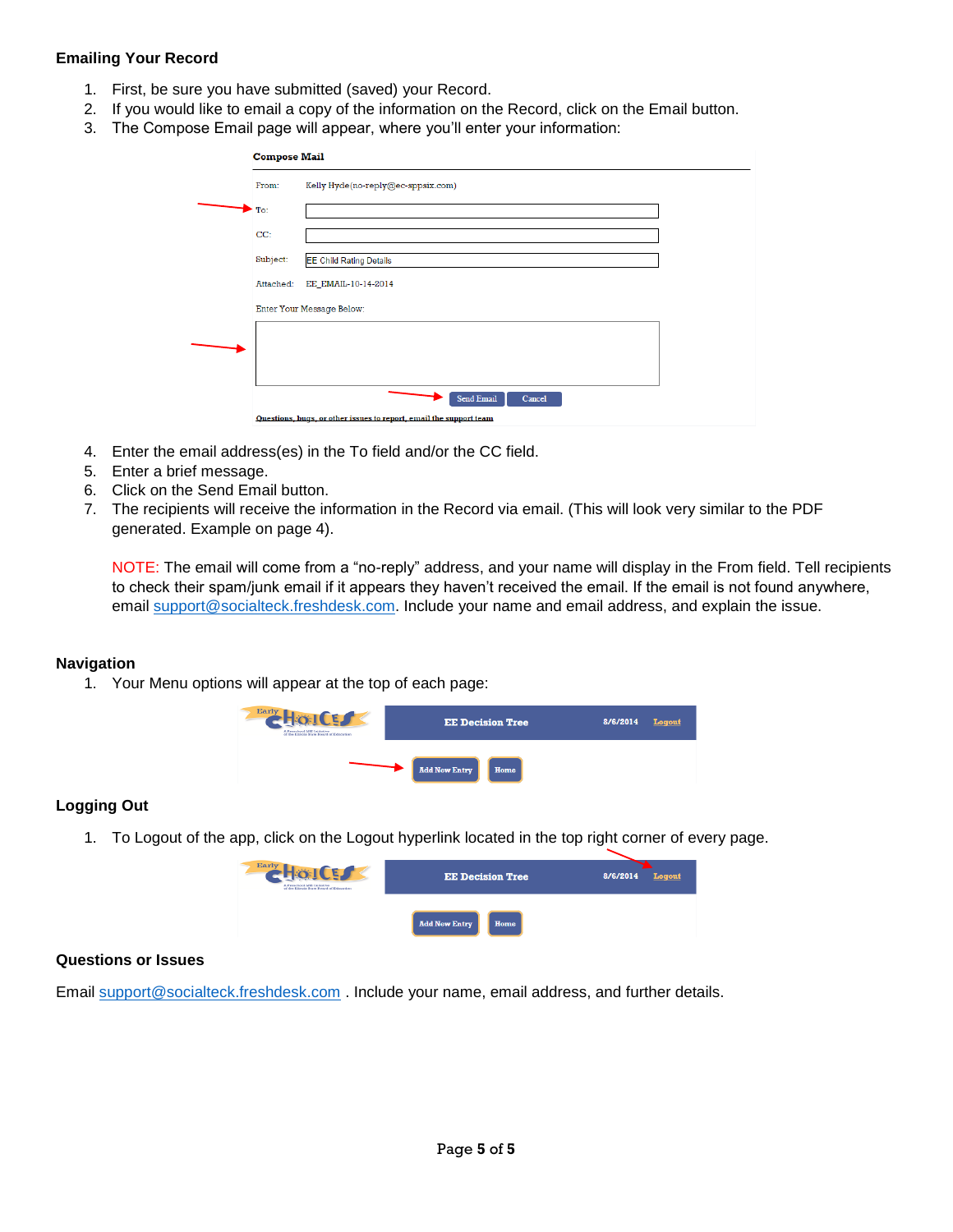**Emailing Your Record**

1. First, be sure you have submitted (saved) your Record.
2. If you would like to email a copy of the information on the Record, click on the Email button.
3. The Compose Email page will appear, where you'll enter your information:

4. Enter the email address(es) in the To field and/or the CC field.
5. Enter a brief message.
6. Click on the Send Email button.
7. The recipients will receive the information in the Record via email. (This will look very similar to the PDF generated. Example on page 4).

   NOTE: The email will come from a "no-reply" address, and your name will display in the From field. Tell recipients to check their spam/junk email if it appears they haven't received the email. If the email is not found anywhere, email support@socialteck.freshdesk.com. Include your name and email address, and explain the issue.

**Navigation**

1. Your Menu options will appear at the top of each page:

**Logging Out**

1. To Logout of the app, click on the Logout hyperlink located in the top right corner of every page.

**Questions or Issues**

Email support@socialteck.freshdesk.com . Include your name, email address, and further details.